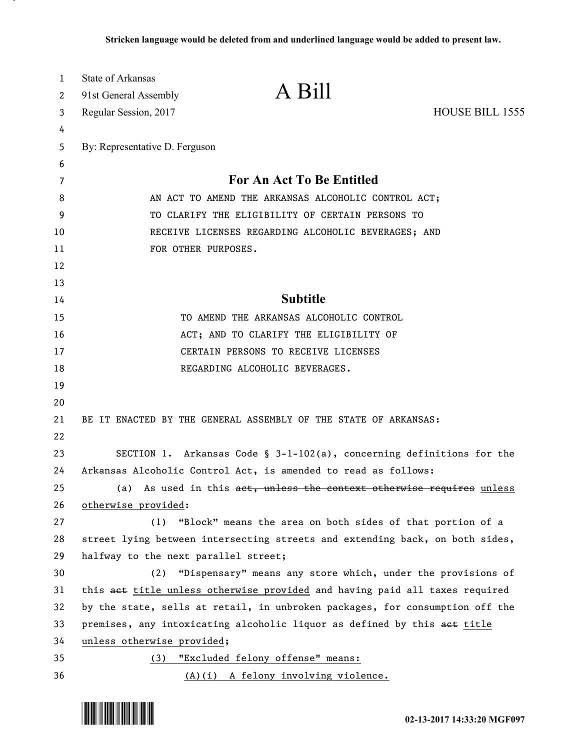**Stricken language would be deleted from and underlined language would be added to present law.**

State of Arkansas
91st General Assembly
Regular Session, 2017

# A Bill

HOUSE BILL 1555

By: Representative D. Ferguson

## For An Act To Be Entitled

AN ACT TO AMEND THE ARKANSAS ALCOHOLIC CONTROL ACT; TO CLARIFY THE ELIGIBILITY OF CERTAIN PERSONS TO RECEIVE LICENSES REGARDING ALCOHOLIC BEVERAGES; AND FOR OTHER PURPOSES.

## Subtitle

TO AMEND THE ARKANSAS ALCOHOLIC CONTROL ACT; AND TO CLARIFY THE ELIGIBILITY OF CERTAIN PERSONS TO RECEIVE LICENSES REGARDING ALCOHOLIC BEVERAGES.

BE IT ENACTED BY THE GENERAL ASSEMBLY OF THE STATE OF ARKANSAS:

SECTION 1. Arkansas Code § 3-1-102(a), concerning definitions for the Arkansas Alcoholic Control Act, is amended to read as follows:

(a) As used in this ~~act, unless the context otherwise requires~~ <u>unless otherwise provided</u>:

(1) "Block" means the area on both sides of that portion of a street lying between intersecting streets and extending back, on both sides, halfway to the next parallel street;

(2) "Dispensary" means any store which, under the provisions of this ~~act~~ <u>title unless otherwise provided</u> and having paid all taxes required by the state, sells at retail, in unbroken packages, for consumption off the premises, any intoxicating alcoholic liquor as defined by this ~~act~~ <u>title unless otherwise provided</u>;

<u>(3) "Excluded felony offense" means:</u>

<u>(A)(i) A felony involving violence.</u>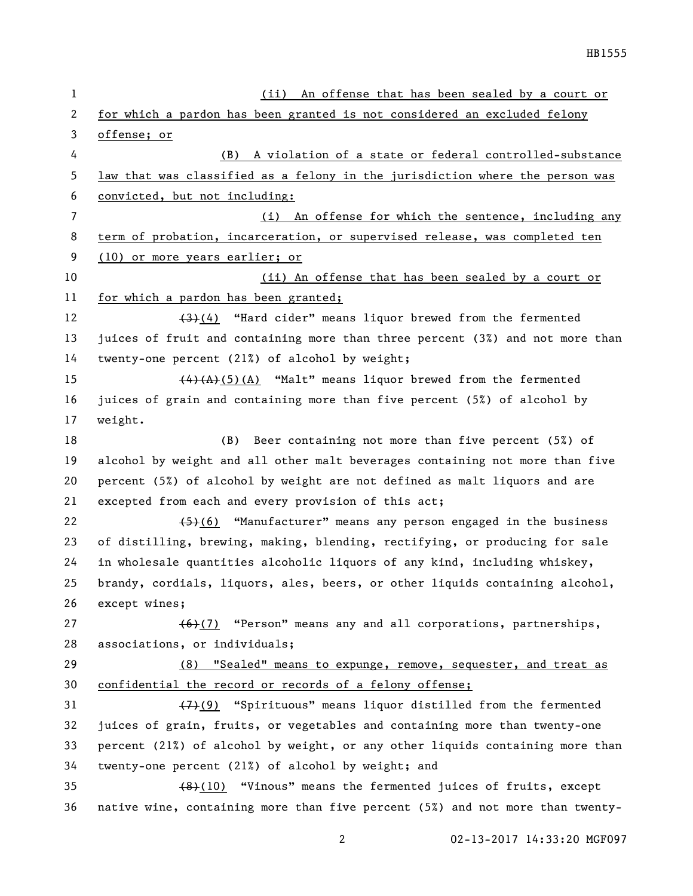(ii) An offense that has been sealed by a court or for which a pardon has been granted is not considered an excluded felony offense; or

(B) A violation of a state or federal controlled-substance law that was classified as a felony in the jurisdiction where the person was convicted, but not including:

(i) An offense for which the sentence, including any term of probation, incarceration, or supervised release, was completed ten (10) or more years earlier; or

(ii) An offense that has been sealed by a court or for which a pardon has been granted;

~~(3)~~(4) "Hard cider" means liquor brewed from the fermented juices of fruit and containing more than three percent (3%) and not more than twenty-one percent (21%) of alcohol by weight;

~~(4)(A)~~(5)(A) "Malt" means liquor brewed from the fermented juices of grain and containing more than five percent (5%) of alcohol by weight.

(B) Beer containing not more than five percent (5%) of alcohol by weight and all other malt beverages containing not more than five percent (5%) of alcohol by weight are not defined as malt liquors and are excepted from each and every provision of this act;

~~(5)~~(6) "Manufacturer" means any person engaged in the business of distilling, brewing, making, blending, rectifying, or producing for sale in wholesale quantities alcoholic liquors of any kind, including whiskey, brandy, cordials, liquors, ales, beers, or other liquids containing alcohol, except wines;

~~(6)~~(7) "Person" means any and all corporations, partnerships, associations, or individuals;

(8) "Sealed" means to expunge, remove, sequester, and treat as confidential the record or records of a felony offense;

~~(7)~~(9) "Spirituous" means liquor distilled from the fermented juices of grain, fruits, or vegetables and containing more than twenty-one percent (21%) of alcohol by weight, or any other liquids containing more than twenty-one percent (21%) of alcohol by weight; and

~~(8)~~(10) "Vinous" means the fermented juices of fruits, except native wine, containing more than five percent (5%) and not more than twenty-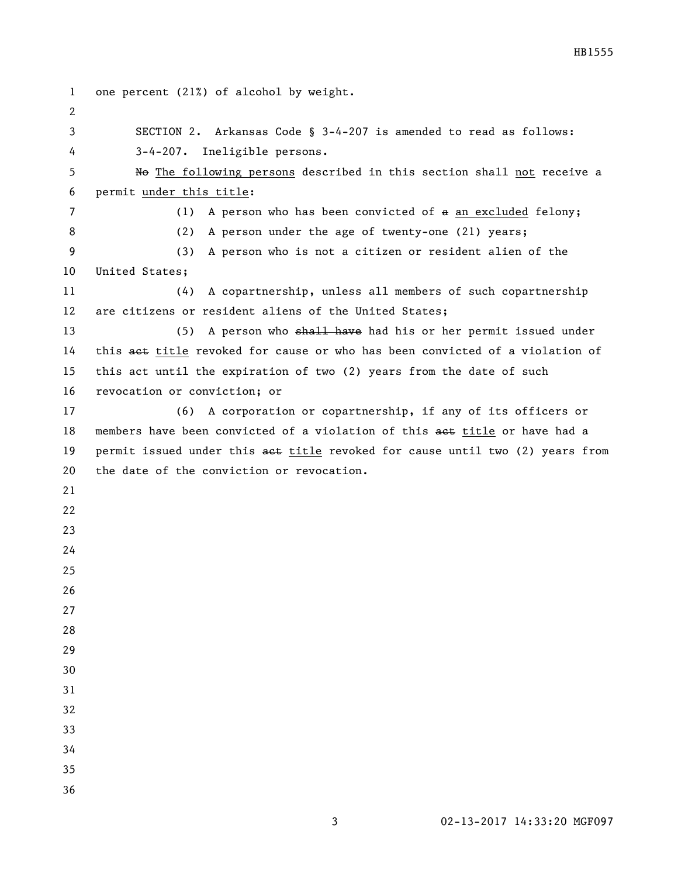one percent (21%) of alcohol by weight.

SECTION 2. Arkansas Code § 3-4-207 is amended to read as follows:

3-4-207. Ineligible persons.

~~No~~ The following persons described in this section shall not receive a permit under this title:

(1) A person who has been convicted of ~~a~~ an excluded felony;

(2) A person under the age of twenty-one (21) years;

(3) A person who is not a citizen or resident alien of the United States;

(4) A copartnership, unless all members of such copartnership are citizens or resident aliens of the United States;

(5) A person who ~~shall have~~ had his or her permit issued under this ~~act~~ title revoked for cause or who has been convicted of a violation of this act until the expiration of two (2) years from the date of such revocation or conviction; or

(6) A corporation or copartnership, if any of its officers or members have been convicted of a violation of this ~~act~~ title or have had a permit issued under this ~~act~~ title revoked for cause until two (2) years from the date of the conviction or revocation.